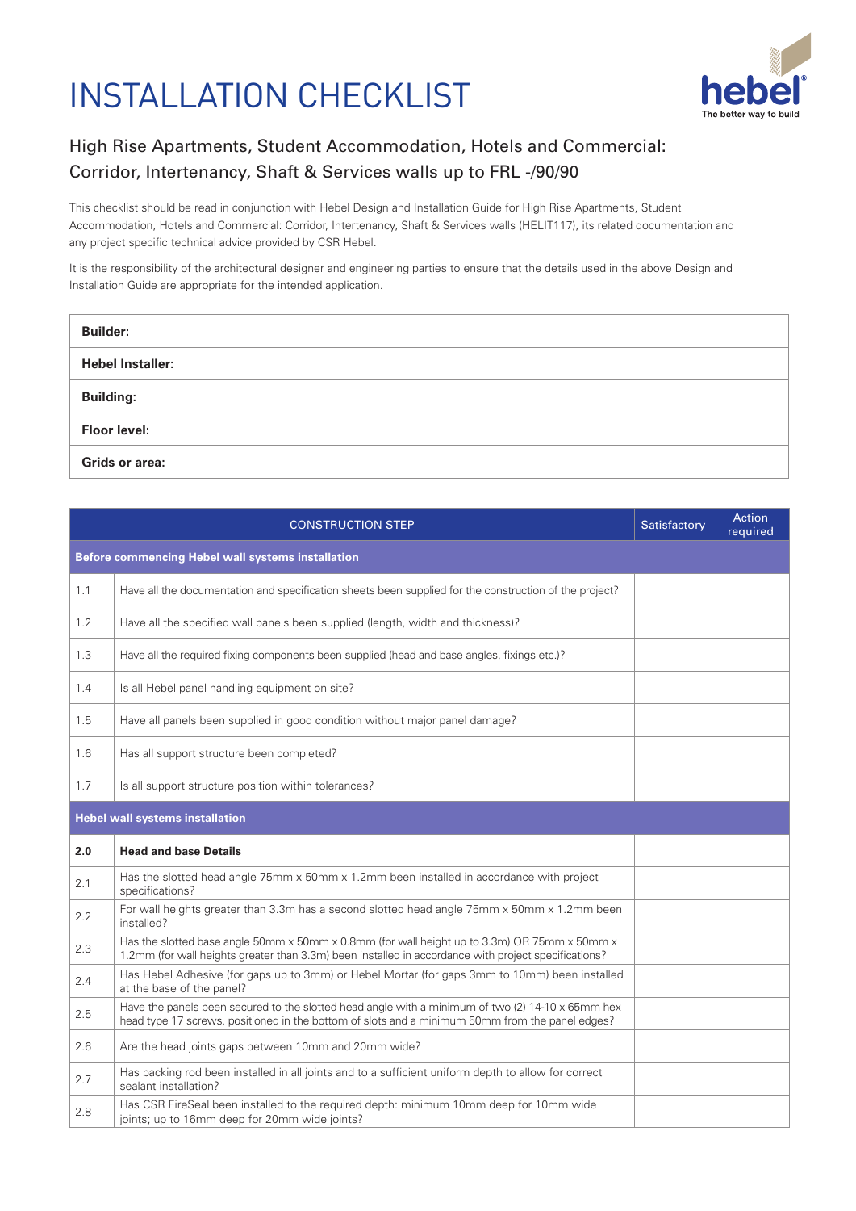# INSTALLATION CHECKLIST

## High Rise Apartments, Student Accommodation, Hotels and Commercial: Corridor, Intertenancy, Shaft & Services walls up to FRL -/90/90

This checklist should be read in conjunction with Hebel Design and Installation Guide for High Rise Apartments, Student Accommodation, Hotels and Commercial: Corridor, Intertenancy, Shaft & Services walls (HELIT117), its related documentation and any project specific technical advice provided by CSR Hebel.

It is the responsibility of the architectural designer and engineering parties to ensure that the details used in the above Design and Installation Guide are appropriate for the intended application.

| | |
|---|---|
| **Builder:** | |
| **Hebel Installer:** | |
| **Building:** | |
| **Floor level:** | |
| **Grids or area:** | |

| | CONSTRUCTION STEP | Satisfactory | Action required |
|---|---|---|---|
| **Before commencing Hebel wall systems installation** | | | |
| 1.1 | Have all the documentation and specification sheets been supplied for the construction of the project? | | |
| 1.2 | Have all the specified wall panels been supplied (length, width and thickness)? | | |
| 1.3 | Have all the required fixing components been supplied (head and base angles, fixings etc.)? | | |
| 1.4 | Is all Hebel panel handling equipment on site? | | |
| 1.5 | Have all panels been supplied in good condition without major panel damage? | | |
| 1.6 | Has all support structure been completed? | | |
| 1.7 | Is all support structure position within tolerances? | | |
| **Hebel wall systems installation** | | | |
| **2.0** | **Head and base Details** | | |
| 2.1 | Has the slotted head angle 75mm x 50mm x 1.2mm been installed in accordance with project specifications? | | |
| 2.2 | For wall heights greater than 3.3m has a second slotted head angle 75mm x 50mm x 1.2mm been installed? | | |
| 2.3 | Has the slotted base angle 50mm x 50mm x 0.8mm (for wall height up to 3.3m) OR 75mm x 50mm x 1.2mm (for wall heights greater than 3.3m) been installed in accordance with project specifications? | | |
| 2.4 | Has Hebel Adhesive (for gaps up to 3mm) or Hebel Mortar (for gaps 3mm to 10mm) been installed at the base of the panel? | | |
| 2.5 | Have the panels been secured to the slotted head angle with a minimum of two (2) 14-10 x 65mm hex head type 17 screws, positioned in the bottom of slots and a minimum 50mm from the panel edges? | | |
| 2.6 | Are the head joints gaps between 10mm and 20mm wide? | | |
| 2.7 | Has backing rod been installed in all joints and to a sufficient uniform depth to allow for correct sealant installation? | | |
| 2.8 | Has CSR FireSeal been installed to the required depth: minimum 10mm deep for 10mm wide joints; up to 16mm deep for 20mm wide joints? | | |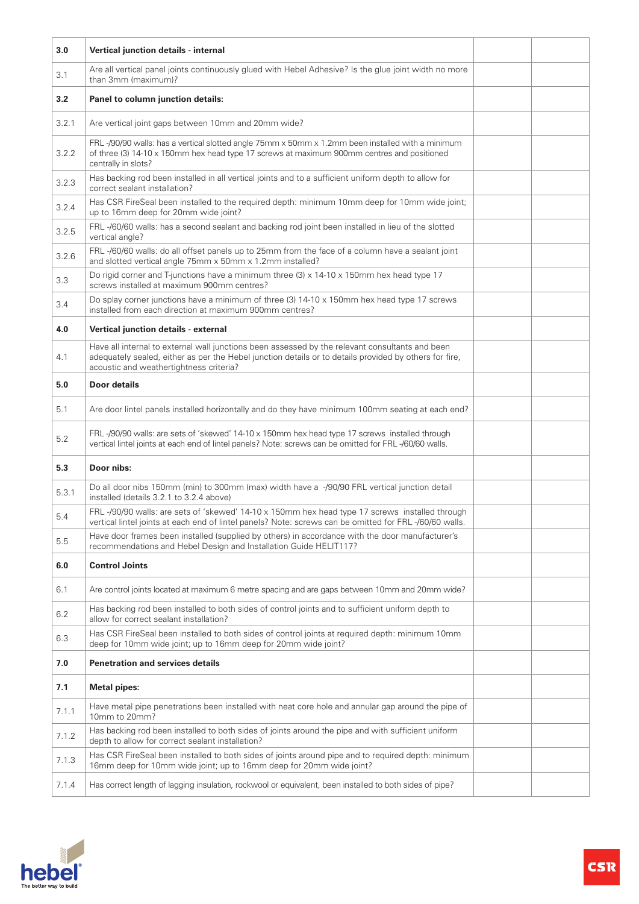| | | | |
|---|---|---|---|
| **3.0** | **Vertical junction details - internal** | | |
| 3.1 | Are all vertical panel joints continuously glued with Hebel Adhesive? Is the glue joint width no more than 3mm (maximum)? | | |
| **3.2** | **Panel to column junction details:** | | |
| 3.2.1 | Are vertical joint gaps between 10mm and 20mm wide? | | |
| 3.2.2 | FRL -/90/90 walls: has a vertical slotted angle 75mm x 50mm x 1.2mm been installed with a minimum of three (3) 14-10 x 150mm hex head type 17 screws at maximum 900mm centres and positioned centrally in slots? | | |
| 3.2.3 | Has backing rod been installed in all vertical joints and to a sufficient uniform depth to allow for correct sealant installation? | | |
| 3.2.4 | Has CSR FireSeal been installed to the required depth: minimum 10mm deep for 10mm wide joint; up to 16mm deep for 20mm wide joint? | | |
| 3.2.5 | FRL -/60/60 walls: has a second sealant and backing rod joint been installed in lieu of the slotted vertical angle? | | |
| 3.2.6 | FRL -/60/60 walls: do all offset panels up to 25mm from the face of a column have a sealant joint and slotted vertical angle 75mm x 50mm x 1.2mm installed? | | |
| 3.3 | Do rigid corner and T-junctions have a minimum three (3) x 14-10 x 150mm hex head type 17 screws installed at maximum 900mm centres? | | |
| 3.4 | Do splay corner junctions have a minimum of three (3) 14-10 x 150mm hex head type 17 screws installed from each direction at maximum 900mm centres? | | |
| **4.0** | **Vertical junction details - external** | | |
| 4.1 | Have all internal to external wall junctions been assessed by the relevant consultants and been adequately sealed, either as per the Hebel junction details or to details provided by others for fire, acoustic and weathertightness criteria? | | |
| **5.0** | **Door details** | | |
| 5.1 | Are door lintel panels installed horizontally and do they have minimum 100mm seating at each end? | | |
| 5.2 | FRL -/90/90 walls: are sets of 'skewed' 14-10 x 150mm hex head type 17 screws installed through vertical lintel joints at each end of lintel panels? Note: screws can be omitted for FRL -/60/60 walls. | | |
| **5.3** | **Door nibs:** | | |
| 5.3.1 | Do all door nibs 150mm (min) to 300mm (max) width have a -/90/90 FRL vertical junction detail installed (details 3.2.1 to 3.2.4 above) | | |
| 5.4 | FRL -/90/90 walls: are sets of 'skewed' 14-10 x 150mm hex head type 17 screws installed through vertical lintel joints at each end of lintel panels? Note: screws can be omitted for FRL -/60/60 walls. | | |
| 5.5 | Have door frames been installed (supplied by others) in accordance with the door manufacturer's recommendations and Hebel Design and Installation Guide HELIT117? | | |
| **6.0** | **Control Joints** | | |
| 6.1 | Are control joints located at maximum 6 metre spacing and are gaps between 10mm and 20mm wide? | | |
| 6.2 | Has backing rod been installed to both sides of control joints and to sufficient uniform depth to allow for correct sealant installation? | | |
| 6.3 | Has CSR FireSeal been installed to both sides of control joints at required depth: minimum 10mm deep for 10mm wide joint; up to 16mm deep for 20mm wide joint? | | |
| **7.0** | **Penetration and services details** | | |
| **7.1** | **Metal pipes:** | | |
| 7.1.1 | Have metal pipe penetrations been installed with neat core hole and annular gap around the pipe of 10mm to 20mm? | | |
| 7.1.2 | Has backing rod been installed to both sides of joints around the pipe and with sufficient uniform depth to allow for correct sealant installation? | | |
| 7.1.3 | Has CSR FireSeal been installed to both sides of joints around pipe and to required depth: minimum 16mm deep for 10mm wide joint; up to 16mm deep for 20mm wide joint? | | |
| 7.1.4 | Has correct length of lagging insulation, rockwool or equivalent, been installed to both sides of pipe? | | |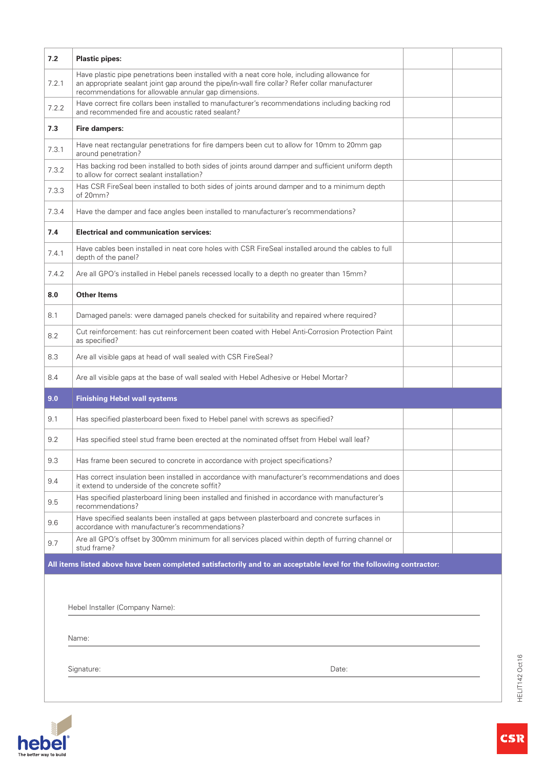| | | | |
|---|---|---|---|
| **7.2** | **Plastic pipes:** | | |
| 7.2.1 | Have plastic pipe penetrations been installed with a neat core hole, including allowance for an appropriate sealant joint gap around the pipe/in-wall fire collar? Refer collar manufacturer recommendations for allowable annular gap dimensions. | | |
| 7.2.2 | Have correct fire collars been installed to manufacturer's recommendations including backing rod and recommended fire and acoustic rated sealant? | | |
| **7.3** | **Fire dampers:** | | |
| 7.3.1 | Have neat rectangular penetrations for fire dampers been cut to allow for 10mm to 20mm gap around penetration? | | |
| 7.3.2 | Has backing rod been installed to both sides of joints around damper and sufficient uniform depth to allow for correct sealant installation? | | |
| 7.3.3 | Has CSR FireSeal been installed to both sides of joints around damper and to a minimum depth of 20mm? | | |
| 7.3.4 | Have the damper and face angles been installed to manufacturer's recommendations? | | |
| **7.4** | **Electrical and communication services:** | | |
| 7.4.1 | Have cables been installed in neat core holes with CSR FireSeal installed around the cables to full depth of the panel? | | |
| 7.4.2 | Are all GPO's installed in Hebel panels recessed locally to a depth no greater than 15mm? | | |
| **8.0** | **Other Items** | | |
| 8.1 | Damaged panels: were damaged panels checked for suitability and repaired where required? | | |
| 8.2 | Cut reinforcement: has cut reinforcement been coated with Hebel Anti-Corrosion Protection Paint as specified? | | |
| 8.3 | Are all visible gaps at head of wall sealed with CSR FireSeal? | | |
| 8.4 | Are all visible gaps at the base of wall sealed with Hebel Adhesive or Hebel Mortar? | | |
| **9.0** | **Finishing Hebel wall systems** | | |
| 9.1 | Has specified plasterboard been fixed to Hebel panel with screws as specified? | | |
| 9.2 | Has specified steel stud frame been erected at the nominated offset from Hebel wall leaf? | | |
| 9.3 | Has frame been secured to concrete in accordance with project specifications? | | |
| 9.4 | Has correct insulation been installed in accordance with manufacturer's recommendations and does it extend to underside of the concrete soffit? | | |
| 9.5 | Has specified plasterboard lining been installed and finished in accordance with manufacturer's recommendations? | | |
| 9.6 | Have specified sealants been installed at gaps between plasterboard and concrete surfaces in accordance with manufacturer's recommendations? | | |
| 9.7 | Are all GPO's offset by 300mm minimum for all services placed within depth of furring channel or stud frame? | | |

**All items listed above have been completed satisfactorily and to an acceptable level for the following contractor:**

Hebel Installer (Company Name): ______________________

Name: ______________________

Signature: ______________________ Date: ______________________

HELIT142 Oct16